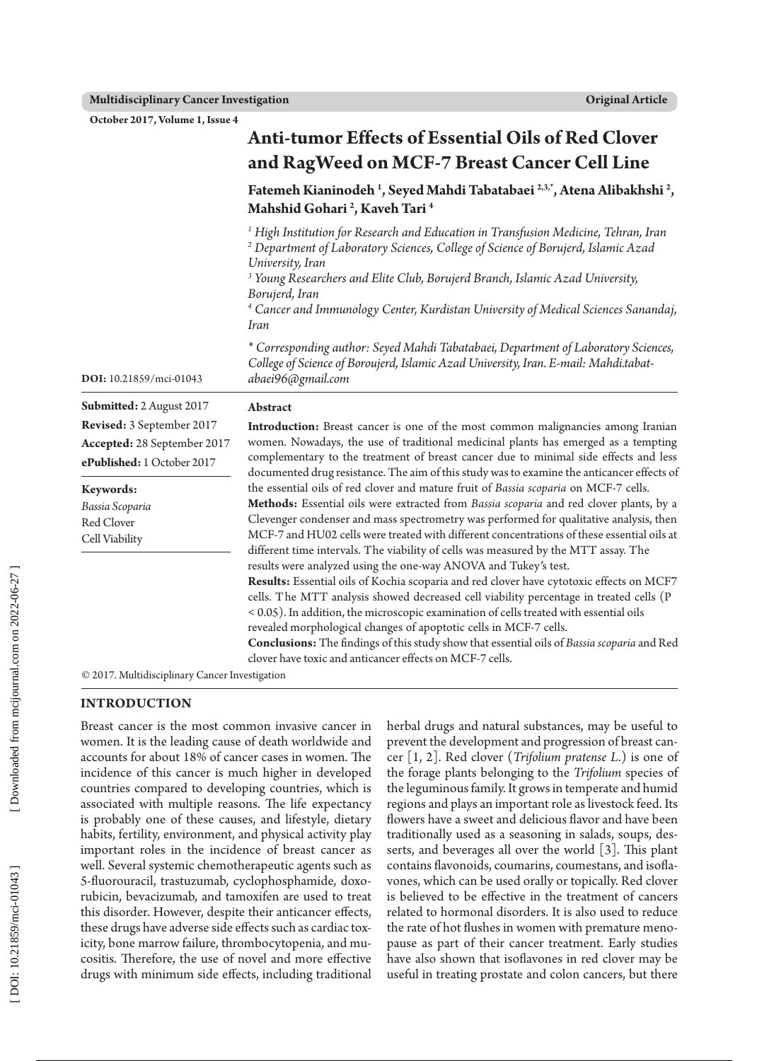# Anti-tumor Effects of Essential Oils of Red Clover and RagWeed on MCF-7 Breast Cancer Cell Line

**Fatemeh Kianinodeh [1], Seyed Mahdi Tabatabaei [2,3,*], Atena Alibakhshi [2], Mahshid Gohari [2], Kaveh Tari [4]**

[1] *High Institution for Research and Education in Transfusion Medicine, Tehran, Iran*
[2] *Department of Laboratory Sciences, College of Science of Borujerd, Islamic Azad University, Iran*
[3] *Young Researchers and Elite Club, Borujerd Branch, Islamic Azad University, Borujerd, Iran*
[4] *Cancer and Immunology Center, Kurdistan University of Medical Sciences Sanandaj, Iran*

\* *Corresponding author: Seyed Mahdi Tabatabaei, Department of Laboratory Sciences, College of Science of Boroujerd, Islamic Azad University, Iran. E-mail: Mahdi.tabatabaei96@gmail.com*

**DOI:** 10.21859/mci-01043

**Submitted:** 2 August 2017
**Revised:** 3 September 2017
**Accepted:** 28 September 2017
**ePublished:** 1 October 2017

**Keywords:**
*Bassia Scoparia*
Red Clover
Cell Viability

## Abstract

**Introduction:** Breast cancer is one of the most common malignancies among Iranian women. Nowadays, the use of traditional medicinal plants has emerged as a tempting complementary to the treatment of breast cancer due to minimal side effects and less documented drug resistance. The aim of this study was to examine the anticancer effects of the essential oils of red clover and mature fruit of *Bassia scoparia* on MCF-7 cells.

**Methods:** Essential oils were extracted from *Bassia scoparia* and red clover plants, by a Clevenger condenser and mass spectrometry was performed for qualitative analysis, then MCF-7 and HU02 cells were treated with different concentrations of these essential oils at different time intervals. The viability of cells was measured by the MTT assay. The results were analyzed using the one-way ANOVA and Tukey's test.

**Results:** Essential oils of Kochia scoparia and red clover have cytotoxic effects on MCF7 cells. The MTT analysis showed decreased cell viability percentage in treated cells ($P < 0.05$). In addition, the microscopic examination of cells treated with essential oils revealed morphological changes of apoptotic cells in MCF-7 cells.

**Conclusions:** The findings of this study show that essential oils of *Bassia scoparia* and Red clover have toxic and anticancer effects on MCF-7 cells.

© 2017. Multidisciplinary Cancer Investigation

## INTRODUCTION

Breast cancer is the most common invasive cancer in women. It is the leading cause of death worldwide and accounts for about 18% of cancer cases in women. The incidence of this cancer is much higher in developed countries compared to developing countries, which is associated with multiple reasons. The life expectancy is probably one of these causes, and lifestyle, dietary habits, fertility, environment, and physical activity play important roles in the incidence of breast cancer as well. Several systemic chemotherapeutic agents such as 5-fluorouracil, trastuzumab, cyclophosphamide, doxorubicin, bevacizumab, and tamoxifen are used to treat this disorder. However, despite their anticancer effects, these drugs have adverse side effects such as cardiac toxicity, bone marrow failure, thrombocytopenia, and mucositis. Therefore, the use of novel and more effective drugs with minimum side effects, including traditional herbal drugs and natural substances, may be useful to prevent the development and progression of breast cancer [1, 2]. Red clover (*Trifolium pratense L.*) is one of the forage plants belonging to the *Trifolium* species of the leguminous family. It grows in temperate and humid regions and plays an important role as livestock feed. Its flowers have a sweet and delicious flavor and have been traditionally used as a seasoning in salads, soups, desserts, and beverages all over the world [3]. This plant contains flavonoids, coumarins, coumestans, and isoflavones, which can be used orally or topically. Red clover is believed to be effective in the treatment of cancers related to hormonal disorders. It is also used to reduce the rate of hot flushes in women with premature menopause as part of their cancer treatment. Early studies have also shown that isoflavones in red clover may be useful in treating prostate and colon cancers, but there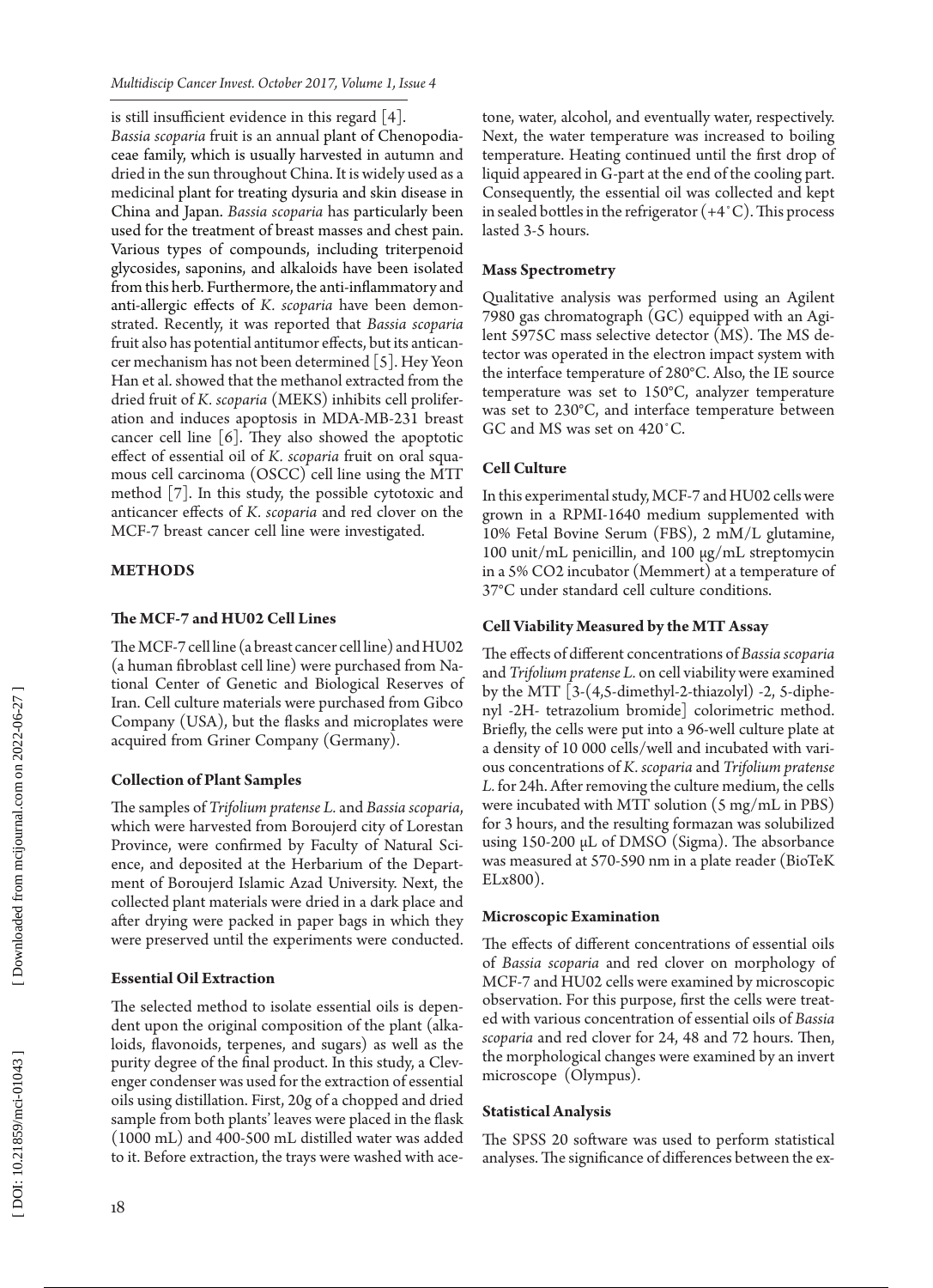is still insufficient evidence in this regard [4].

*Bassia scoparia* fruit is an annual plant of Chenopodiaceae family, which is usually harvested in autumn and dried in the sun throughout China. It is widely used as a medicinal plant for treating dysuria and skin disease in China and Japan. *Bassia scoparia* has particularly been used for the treatment of breast masses and chest pain. Various types of compounds, including triterpenoid glycosides, saponins, and alkaloids have been isolated from this herb. Furthermore, the anti-inflammatory and anti-allergic effects of *K. scoparia* have been demonstrated. Recently, it was reported that *Bassia scoparia* fruit also has potential antitumor effects, but its anticancer mechanism has not been determined [5]. Hey Yeon Han et al. showed that the methanol extracted from the dried fruit of *K. scoparia* (MEKS) inhibits cell proliferation and induces apoptosis in MDA-MB-231 breast cancer cell line [6]. They also showed the apoptotic effect of essential oil of *K. scoparia* fruit on oral squamous cell carcinoma (OSCC) cell line using the MTT method [7]. In this study, the possible cytotoxic and anticancer effects of *K. scoparia* and red clover on the MCF-7 breast cancer cell line were investigated.

## METHODS

### The MCF-7 and HU02 Cell Lines

The MCF-7 cell line (a breast cancer cell line) and HU02 (a human fibroblast cell line) were purchased from National Center of Genetic and Biological Reserves of Iran. Cell culture materials were purchased from Gibco Company (USA), but the flasks and microplates were acquired from Griner Company (Germany).

### Collection of Plant Samples

The samples of *Trifolium pratense L.* and *Bassia scoparia*, which were harvested from Boroujerd city of Lorestan Province, were confirmed by Faculty of Natural Science, and deposited at the Herbarium of the Department of Boroujerd Islamic Azad University. Next, the collected plant materials were dried in a dark place and after drying were packed in paper bags in which they were preserved until the experiments were conducted.

### Essential Oil Extraction

The selected method to isolate essential oils is dependent upon the original composition of the plant (alkaloids, flavonoids, terpenes, and sugars) as well as the purity degree of the final product. In this study, a Clevenger condenser was used for the extraction of essential oils using distillation. First, 20g of a chopped and dried sample from both plants' leaves were placed in the flask (1000 mL) and 400-500 mL distilled water was added to it. Before extraction, the trays were washed with acetone, water, alcohol, and eventually water, respectively. Next, the water temperature was increased to boiling temperature. Heating continued until the first drop of liquid appeared in G-part at the end of the cooling part. Consequently, the essential oil was collected and kept in sealed bottles in the refrigerator (+4˚C). This process lasted 3-5 hours.

### Mass Spectrometry

Qualitative analysis was performed using an Agilent 7980 gas chromatograph (GC) equipped with an Agilent 5975C mass selective detector (MS). The MS detector was operated in the electron impact system with the interface temperature of 280°C. Also, the IE source temperature was set to 150°C, analyzer temperature was set to 230°C, and interface temperature between GC and MS was set on 420˚C.

### Cell Culture

In this experimental study, MCF-7 and HU02 cells were grown in a RPMI-1640 medium supplemented with 10% Fetal Bovine Serum (FBS), 2 mM/L glutamine, 100 unit/mL penicillin, and 100 µg/mL streptomycin in a 5% $CO_2$ incubator (Memmert) at a temperature of 37°C under standard cell culture conditions.

### Cell Viability Measured by the MTT Assay

The effects of different concentrations of *Bassia scoparia* and *Trifolium pratense L.* on cell viability were examined by the MTT [3-(4,5-dimethyl-2-thiazolyl) -2, 5-diphenyl -2H- tetrazolium bromide] colorimetric method. Briefly, the cells were put into a 96-well culture plate at a density of 10 000 cells/well and incubated with various concentrations of *K. scoparia* and *Trifolium pratense L.* for 24h. After removing the culture medium, the cells were incubated with MTT solution (5 mg/mL in PBS) for 3 hours, and the resulting formazan was solubilized using 150-200 µL of DMSO (Sigma). The absorbance was measured at 570-590 nm in a plate reader (BioTeK ELx800).

### Microscopic Examination

The effects of different concentrations of essential oils of *Bassia scoparia* and red clover on morphology of MCF-7 and HU02 cells were examined by microscopic observation. For this purpose, first the cells were treated with various concentration of essential oils of *Bassia scoparia* and red clover for 24, 48 and 72 hours. Then, the morphological changes were examined by an invert microscope (Olympus).

### Statistical Analysis

The SPSS 20 software was used to perform statistical analyses. The significance of differences between the ex-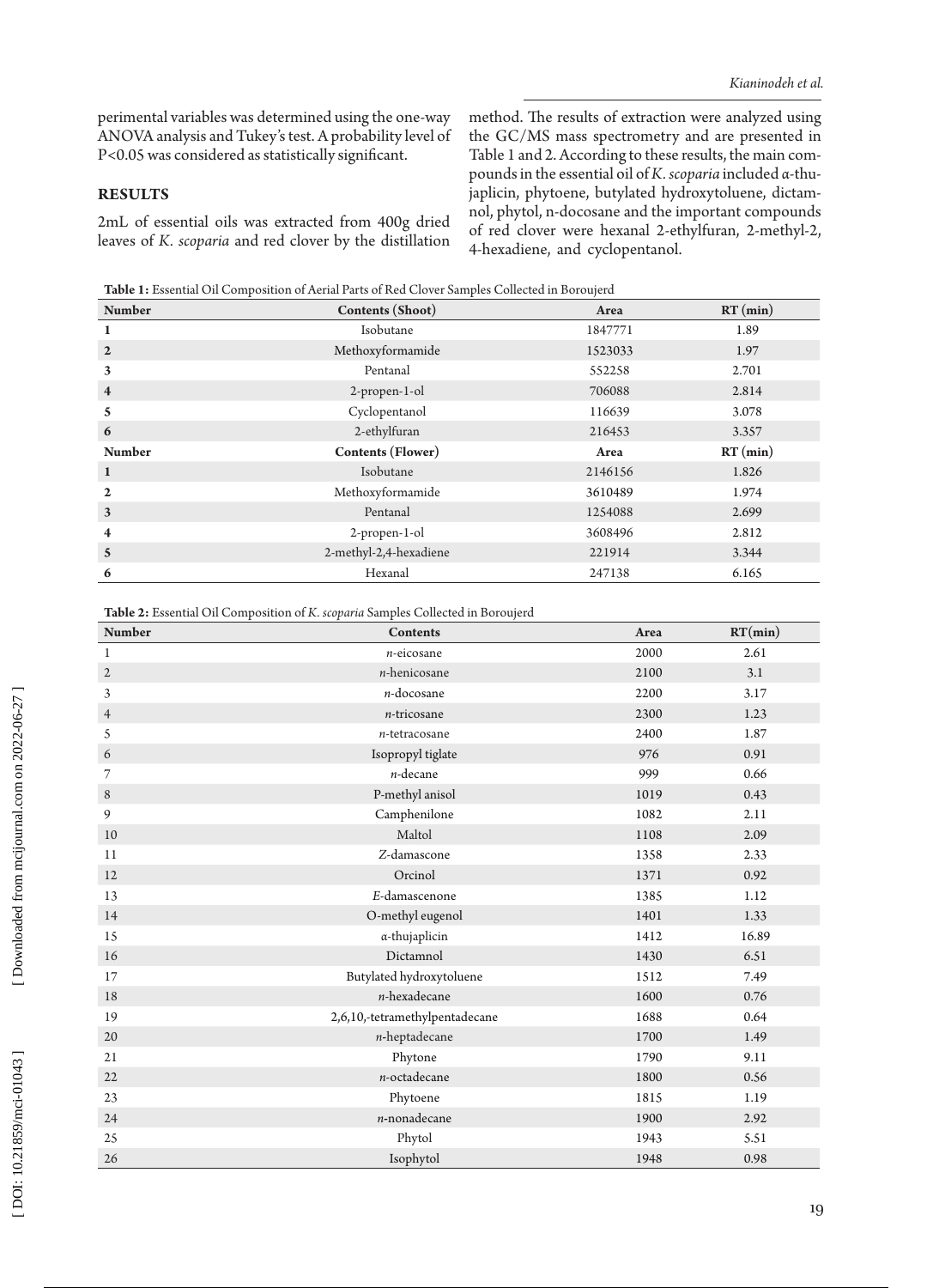perimental variables was determined using the one-way ANOVA analysis and Tukey's test. A probability level of P<0.05 was considered as statistically significant.

## RESULTS

2mL of essential oils was extracted from 400g dried leaves of *K. scoparia* and red clover by the distillation method. The results of extraction were analyzed using the GC/MS mass spectrometry and are presented in Table 1 and 2. According to these results, the main compounds in the essential oil of *K. scoparia* included α-thujaplicin, phytoene, butylated hydroxytoluene, dictamnol, phytol, n-docosane and the important compounds of red clover were hexanal 2-ethylfuran, 2-methyl-2, 4-hexadiene, and cyclopentanol.

**Table 1:** Essential Oil Composition of Aerial Parts of Red Clover Samples Collected in Boroujerd

| Number | Contents (Shoot) | Area | RT (min) |
|---|---|---|---|
| 1 | Isobutane | 1847771 | 1.89 |
| 2 | Methoxyformamide | 1523033 | 1.97 |
| 3 | Pentanal | 552258 | 2.701 |
| 4 | 2-propen-1-ol | 706088 | 2.814 |
| 5 | Cyclopentanol | 116639 | 3.078 |
| 6 | 2-ethylfuran | 216453 | 3.357 |
| **Number** | **Contents (Flower)** | **Area** | **RT (min)** |
| 1 | Isobutane | 2146156 | 1.826 |
| 2 | Methoxyformamide | 3610489 | 1.974 |
| 3 | Pentanal | 1254088 | 2.699 |
| 4 | 2-propen-1-ol | 3608496 | 2.812 |
| 5 | 2-methyl-2,4-hexadiene | 221914 | 3.344 |
| 6 | Hexanal | 247138 | 6.165 |

**Table 2:** Essential Oil Composition of *K. scoparia* Samples Collected in Boroujerd

| Number | Contents | Area | RT(min) |
|---|---|---|---|
| 1 | *n*-eicosane | 2000 | 2.61 |
| 2 | *n*-henicosane | 2100 | 3.1 |
| 3 | *n*-docosane | 2200 | 3.17 |
| 4 | *n*-tricosane | 2300 | 1.23 |
| 5 | *n*-tetracosane | 2400 | 1.87 |
| 6 | Isopropyl tiglate | 976 | 0.91 |
| 7 | *n*-decane | 999 | 0.66 |
| 8 | P-methyl anisol | 1019 | 0.43 |
| 9 | Camphenilone | 1082 | 2.11 |
| 10 | Maltol | 1108 | 2.09 |
| 11 | *Z*-damascone | 1358 | 2.33 |
| 12 | Orcinol | 1371 | 0.92 |
| 13 | *E*-damascenone | 1385 | 1.12 |
| 14 | O-methyl eugenol | 1401 | 1.33 |
| 15 | α-thujaplicin | 1412 | 16.89 |
| 16 | Dictamnol | 1430 | 6.51 |
| 17 | Butylated hydroxytoluene | 1512 | 7.49 |
| 18 | *n*-hexadecane | 1600 | 0.76 |
| 19 | 2,6,10,-tetramethylpentadecane | 1688 | 0.64 |
| 20 | *n*-heptadecane | 1700 | 1.49 |
| 21 | Phytone | 1790 | 9.11 |
| 22 | *n*-octadecane | 1800 | 0.56 |
| 23 | Phytoene | 1815 | 1.19 |
| 24 | *n*-nonadecane | 1900 | 2.92 |
| 25 | Phytol | 1943 | 5.51 |
| 26 | Isophytol | 1948 | 0.98 |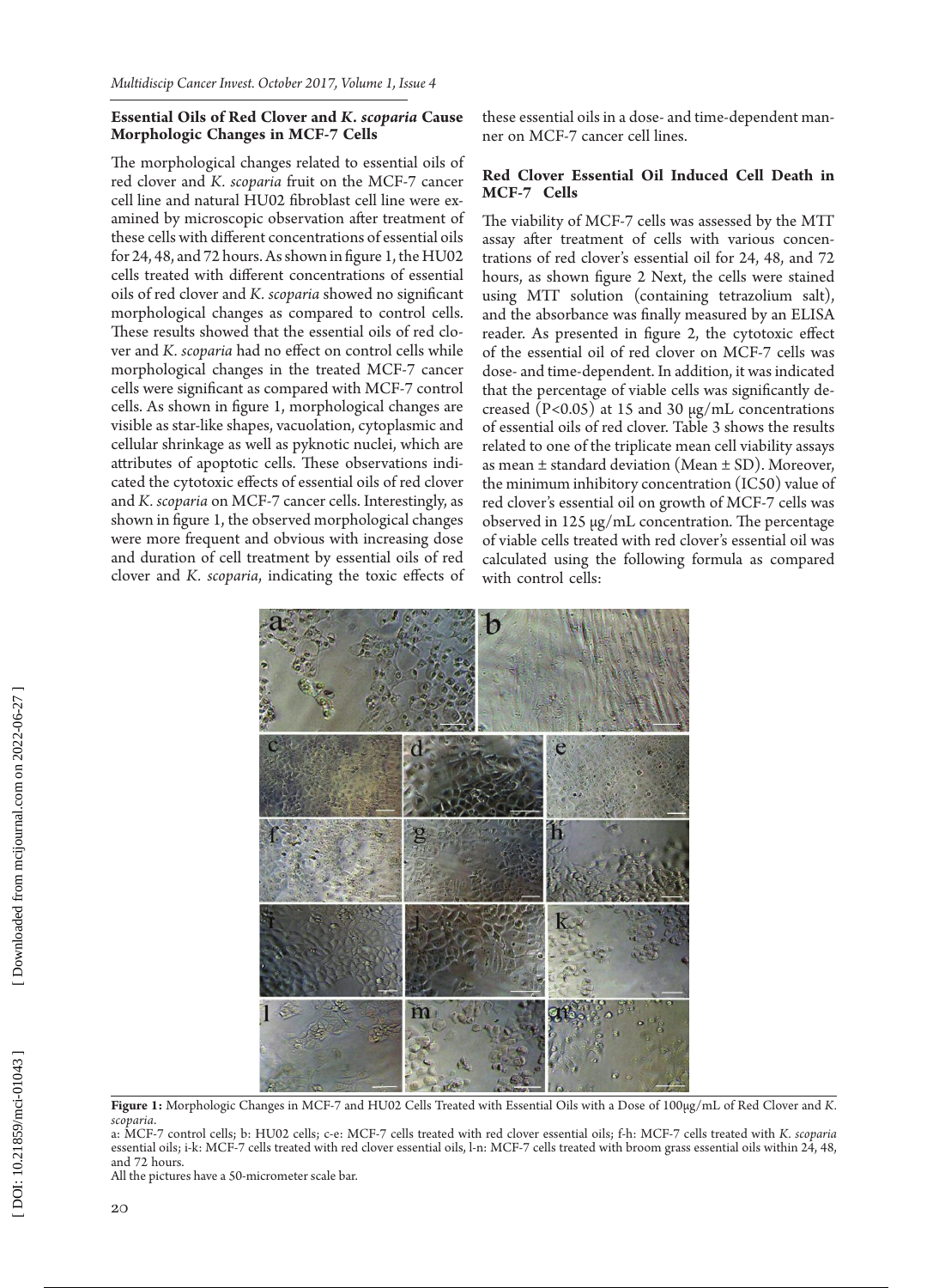### Essential Oils of Red Clover and *K. scoparia* Cause Morphologic Changes in MCF-7 Cells

The morphological changes related to essential oils of red clover and *K. scoparia* fruit on the MCF-7 cancer cell line and natural HU02 fibroblast cell line were examined by microscopic observation after treatment of these cells with different concentrations of essential oils for 24, 48, and 72 hours. As shown in figure 1, the HU02 cells treated with different concentrations of essential oils of red clover and *K. scoparia* showed no significant morphological changes as compared to control cells. These results showed that the essential oils of red clover and *K. scoparia* had no effect on control cells while morphological changes in the treated MCF-7 cancer cells were significant as compared with MCF-7 control cells. As shown in figure 1, morphological changes are visible as star-like shapes, vacuolation, cytoplasmic and cellular shrinkage as well as pyknotic nuclei, which are attributes of apoptotic cells. These observations indicated the cytotoxic effects of essential oils of red clover and *K. scoparia* on MCF-7 cancer cells. Interestingly, as shown in figure 1, the observed morphological changes were more frequent and obvious with increasing dose and duration of cell treatment by essential oils of red clover and *K. scoparia*, indicating the toxic effects of these essential oils in a dose- and time-dependent manner on MCF-7 cancer cell lines.

### Red Clover Essential Oil Induced Cell Death in MCF-7 Cells

The viability of MCF-7 cells was assessed by the MTT assay after treatment of cells with various concentrations of red clover's essential oil for 24, 48, and 72 hours, as shown figure 2 Next, the cells were stained using MTT solution (containing tetrazolium salt), and the absorbance was finally measured by an ELISA reader. As presented in figure 2, the cytotoxic effect of the essential oil of red clover on MCF-7 cells was dose- and time-dependent. In addition, it was indicated that the percentage of viable cells was significantly decreased ($P<0.05$) at 15 and 30 μg/mL concentrations of essential oils of red clover. Table 3 shows the results related to one of the triplicate mean cell viability assays as mean ± standard deviation (Mean ± SD). Moreover, the minimum inhibitory concentration (IC50) value of red clover's essential oil on growth of MCF-7 cells was observed in 125 μg/mL concentration. The percentage of viable cells treated with red clover's essential oil was calculated using the following formula as compared with control cells:

**Figure 1:** Morphologic Changes in MCF-7 and HU02 Cells Treated with Essential Oils with a Dose of 100μg/mL of Red Clover and *K. scoparia*.
a: MCF-7 control cells; b: HU02 cells; c-e: MCF-7 cells treated with red clover essential oils; f-h: MCF-7 cells treated with *K. scoparia* essential oils; i-k: MCF-7 cells treated with red clover essential oils, l-n: MCF-7 cells treated with broom grass essential oils within 24, 48, and 72 hours.
All the pictures have a 50-micrometer scale bar.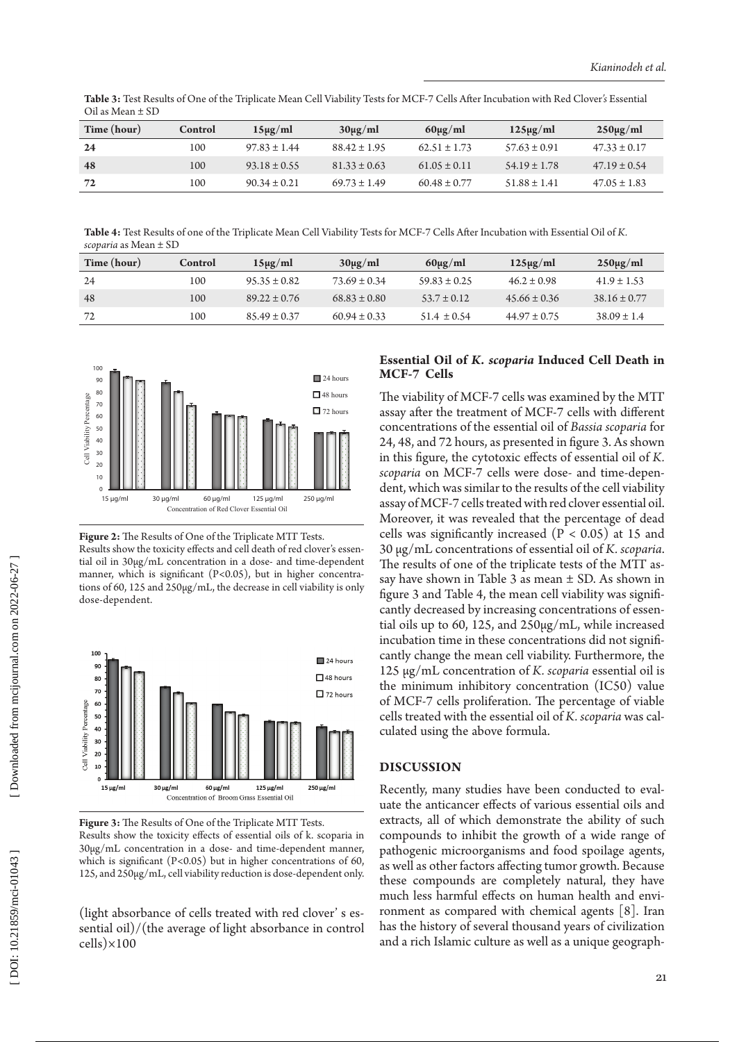**Table 3:** Test Results of One of the Triplicate Mean Cell Viability Tests for MCF-7 Cells After Incubation with Red Clover's Essential Oil as Mean ± SD

| Time (hour) | Control | 15μg/ml | 30μg/ml | 60μg/ml | 125μg/ml | 250μg/ml |
|---|---|---|---|---|---|---|
| **24** | 100 | 97.83 ± 1.44 | 88.42 ± 1.95 | 62.51 ± 1.73 | 57.63 ± 0.91 | 47.33 ± 0.17 |
| **48** | 100 | 93.18 ± 0.55 | 81.33 ± 0.63 | 61.05 ± 0.11 | 54.19 ± 1.78 | 47.19 ± 0.54 |
| **72** | 100 | 90.34 ± 0.21 | 69.73 ± 1.49 | 60.48 ± 0.77 | 51.88 ± 1.41 | 47.05 ± 1.83 |

**Table 4:** Test Results of one of the Triplicate Mean Cell Viability Tests for MCF-7 Cells After Incubation with Essential Oil of *K. scoparia* as Mean ± SD

| Time (hour) | Control | 15μg/ml | 30μg/ml | 60μg/ml | 125μg/ml | 250μg/ml |
|---|---|---|---|---|---|---|
| 24 | 100 | 95.35 ± 0.82 | 73.69 ± 0.34 | 59.83 ± 0.25 | 46.2 ± 0.98 | 41.9 ± 1.53 |
| 48 | 100 | 89.22 ± 0.76 | 68.83 ± 0.80 | 53.7 ± 0.12 | 45.66 ± 0.36 | 38.16 ± 0.77 |
| 72 | 100 | 85.49 ± 0.37 | 60.94 ± 0.33 | 51.4 ± 0.54 | 44.97 ± 0.75 | 38.09 ± 1.4 |

**Figure 2:** The Results of One of the Triplicate MTT Tests.
Results show the toxicity effects and cell death of red clover's essential oil in 30μg/mL concentration in a dose- and time-dependent manner, which is significant (P<0.05), but in higher concentrations of 60, 125 and 250μg/mL, the decrease in cell viability is only dose-dependent.

**Figure 3:** The Results of One of the Triplicate MTT Tests.
Results show the toxicity effects of essential oils of k. scoparia in 30μg/mL concentration in a dose- and time-dependent manner, which is significant (P<0.05) but in higher concentrations of 60, 125, and 250μg/mL, cell viability reduction is dose-dependent only.

(light absorbance of cells treated with red clover' s essential oil)/(the average of light absorbance in control cells)×100

### Essential Oil of *K. scoparia* Induced Cell Death in MCF-7 Cells

The viability of MCF-7 cells was examined by the MTT assay after the treatment of MCF-7 cells with different concentrations of the essential oil of *Bassia scoparia* for 24, 48, and 72 hours, as presented in figure 3. As shown in this figure, the cytotoxic effects of essential oil of *K. scoparia* on MCF-7 cells were dose- and time-dependent, which was similar to the results of the cell viability assay of MCF-7 cells treated with red clover essential oil. Moreover, it was revealed that the percentage of dead cells was significantly increased ($P < 0.05$) at 15 and 30 μg/mL concentrations of essential oil of *K. scoparia*. The results of one of the triplicate tests of the MTT assay have shown in Table 3 as mean ± SD. As shown in figure 3 and Table 4, the mean cell viability was significantly decreased by increasing concentrations of essential oils up to 60, 125, and 250μg/mL, while increased incubation time in these concentrations did not significantly change the mean cell viability. Furthermore, the 125 μg/mL concentration of *K. scoparia* essential oil is the minimum inhibitory concentration (IC50) value of MCF-7 cells proliferation. The percentage of viable cells treated with the essential oil of *K. scoparia* was calculated using the above formula.

## DISCUSSION

Recently, many studies have been conducted to evaluate the anticancer effects of various essential oils and extracts, all of which demonstrate the ability of such compounds to inhibit the growth of a wide range of pathogenic microorganisms and food spoilage agents, as well as other factors affecting tumor growth. Because these compounds are completely natural, they have much less harmful effects on human health and environment as compared with chemical agents [8]. Iran has the history of several thousand years of civilization and a rich Islamic culture as well as a unique geograph-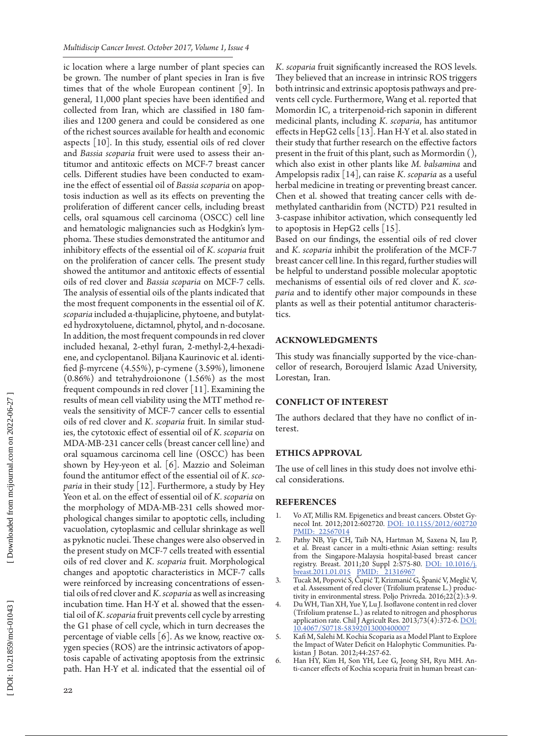ic location where a large number of plant species can be grown. The number of plant species in Iran is five times that of the whole European continent [9]. In general, 11,000 plant species have been identified and collected from Iran, which are classified in 180 families and 1200 genera and could be considered as one of the richest sources available for health and economic aspects [10]. In this study, essential oils of red clover and *Bassia scoparia* fruit were used to assess their antitumor and antitoxic effects on MCF-7 breast cancer cells. Different studies have been conducted to examine the effect of essential oil of *Bassia scoparia* on apoptosis induction as well as its effects on preventing the proliferation of different cancer cells, including breast cells, oral squamous cell carcinoma (OSCC) cell line and hematologic malignancies such as Hodgkin's lymphoma. These studies demonstrated the antitumor and inhibitory effects of the essential oil of *K. scoparia* fruit on the proliferation of cancer cells. The present study showed the antitumor and antitoxic effects of essential oils of red clover and *Bassia scoparia* on MCF-7 cells. The analysis of essential oils of the plants indicated that the most frequent components in the essential oil of *K. scoparia* included α-thujaplicine, phytoene, and butylated hydroxytoluene, dictamnol, phytol, and n-docosane. In addition, the most frequent compounds in red clover included hexanal, 2-ethyl furan, 2-methyl-2,4-hexadiene, and cyclopentanol. Biljana Kaurinovic et al. identified β-myrcene (4.55%), p-cymene (3.59%), limonene (0.86%) and tetrahydroionone (1.56%) as the most frequent compounds in red clover [11]. Examining the results of mean cell viability using the MTT method reveals the sensitivity of MCF-7 cancer cells to essential oils of red clover and *K. scoparia* fruit. In similar studies, the cytotoxic effect of essential oil of *K. scoparia* on MDA-MB-231 cancer cells (breast cancer cell line) and oral squamous carcinoma cell line (OSCC) has been shown by Hey-yeon et al. [6]. Mazzio and Soleiman found the antitumor effect of the essential oil of *K. scoparia* in their study [12]. Furthermore, a study by Hey Yeon et al. on the effect of essential oil of *K. scoparia* on the morphology of MDA-MB-231 cells showed morphological changes similar to apoptotic cells, including vacuolation, cytoplasmic and cellular shrinkage as well as pyknotic nuclei. These changes were also observed in the present study on MCF-7 cells treated with essential oils of red clover and *K. scoparia* fruit. Morphological changes and apoptotic characteristics in MCF-7 calls were reinforced by increasing concentrations of essential oils of red clover and *K. scoparia* as well as increasing incubation time. Han H-Y et al. showed that the essential oil of *K. scoparia* fruit prevents cell cycle by arresting the G1 phase of cell cycle, which in turn decreases the percentage of viable cells [6]. As we know, reactive oxygen species (ROS) are the intrinsic activators of apoptosis capable of activating apoptosis from the extrinsic path. Han H-Y et al. indicated that the essential oil of *K. scoparia* fruit significantly increased the ROS levels. They believed that an increase in intrinsic ROS triggers both intrinsic and extrinsic apoptosis pathways and prevents cell cycle. Furthermore, Wang et al. reported that Momordin IC, a triterpenoid-rich saponin in different medicinal plants, including *K. scoparia*, has antitumor effects in HepG2 cells [13]. Han H-Y et al. also stated in their study that further research on the effective factors present in the fruit of this plant, such as Mormordin (), which also exist in other plants like *M. balsamina* and Ampelopsis radix [14], can raise *K. scoparia* as a useful herbal medicine in treating or preventing breast cancer. Chen et al. showed that treating cancer cells with demethylated cantharidin from (NCTD) P21 resulted in 3-caspase inhibitor activation, which consequently led to apoptosis in HepG2 cells [15].

Based on our findings, the essential oils of red clover and *K. scoparia* inhibit the proliferation of the MCF-7 breast cancer cell line. In this regard, further studies will be helpful to understand possible molecular apoptotic mechanisms of essential oils of red clover and *K. scoparia* and to identify other major compounds in these plants as well as their potential antitumor characteristics.

## ACKNOWLEDGMENTS

This study was financially supported by the vice-chancellor of research, Boroujerd Islamic Azad University, Lorestan, Iran.

## CONFLICT OF INTEREST

The authors declared that they have no conflict of interest.

## ETHICS APPROVAL

The use of cell lines in this study does not involve ethical considerations.

## REFERENCES

1. Vo AT, Millis RM. Epigenetics and breast cancers. Obstet Gynecol Int. 2012;2012:602720. DOI: 10.1155/2012/602720 PMID: 22567014
2. Pathy NB, Yip CH, Taib NA, Hartman M, Saxena N, Iau P, et al. Breast cancer in a multi-ethnic Asian setting: results from the Singapore-Malaysia hospital-based breast cancer registry. Breast. 2011;20 Suppl 2:S75-80. DOI: 10.1016/j.breast.2011.01.015 PMID: 21316967
3. Tucak M, Popović S, Čupić T, Krizmanić G, Španić V, Meglič V, et al. Assessment of red clover (Trifolium pratense L.) productivity in environmental stress. Poljo Privreda. 2016;22(2):3-9.
4. Du WH, Tian XH, Yue Y, Lu J. Isoflavone content in red clover (Trifolium pratense L.) as related to nitrogen and phosphorus application rate. Chil J Agricult Res. 2013;73(4):372-6. DOI: 10.4067/S0718-58392013000400007
5. Kafi M, Salehi M. Kochia Scoparia as a Model Plant to Explore the Impact of Water Deficit on Halophytic Communities. Pakistan J Botan. 2012;44:257-62.
6. Han HY, Kim H, Son YH, Lee G, Jeong SH, Ryu MH. Anti-cancer effects of Kochia scoparia fruit in human breast can-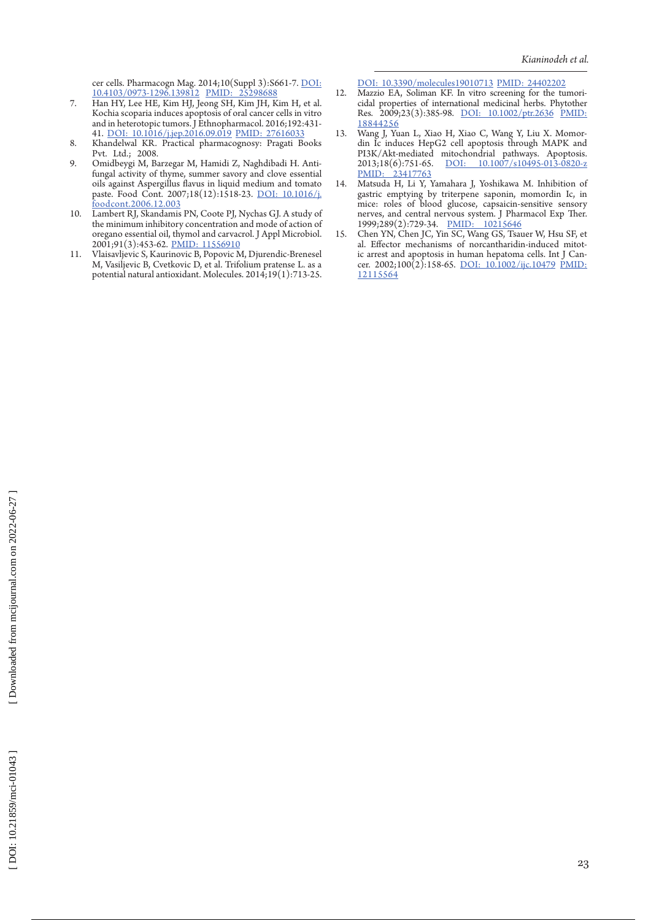cer cells. Pharmacogn Mag. 2014;10(Suppl 3):S661-7. DOI: 10.4103/0973-1296.139812 PMID: 25298688

7. Han HY, Lee HE, Kim HJ, Jeong SH, Kim JH, Kim H, et al. Kochia scoparia induces apoptosis of oral cancer cells in vitro and in heterotopic tumors. J Ethnopharmacol. 2016;192:431-41. DOI: 10.1016/j.jep.2016.09.019 PMID: 27616033
8. Khandelwal KR. Practical pharmacognosy: Pragati Books Pvt. Ltd.; 2008.
9. Omidbeygi M, Barzegar M, Hamidi Z, Naghdibadi H. Antifungal activity of thyme, summer savory and clove essential oils against Aspergillus flavus in liquid medium and tomato paste. Food Cont. 2007;18(12):1518-23. DOI: 10.1016/j.foodcont.2006.12.003
10. Lambert RJ, Skandamis PN, Coote PJ, Nychas GJ. A study of the minimum inhibitory concentration and mode of action of oregano essential oil, thymol and carvacrol. J Appl Microbiol. 2001;91(3):453-62. PMID: 11556910
11. Vlaisavljevic S, Kaurinovic B, Popovic M, Djurendic-Brenesel M, Vasiljevic B, Cvetkovic D, et al. Trifolium pratense L. as a potential natural antioxidant. Molecules. 2014;19(1):713-25. DOI: 10.3390/molecules19010713 PMID: 24402202
12. Mazzio EA, Soliman KF. In vitro screening for the tumoricidal properties of international medicinal herbs. Phytother Res. 2009;23(3):385-98. DOI: 10.1002/ptr.2636 PMID: 18844256
13. Wang J, Yuan L, Xiao H, Xiao C, Wang Y, Liu X. Momordin Ic induces HepG2 cell apoptosis through MAPK and PI3K/Akt-mediated mitochondrial pathways. Apoptosis. 2013;18(6):751-65. DOI: 10.1007/s10495-013-0820-z PMID: 23417763
14. Matsuda H, Li Y, Yamahara J, Yoshikawa M. Inhibition of gastric emptying by triterpene saponin, momordin Ic, in mice: roles of blood glucose, capsaicin-sensitive sensory nerves, and central nervous system. J Pharmacol Exp Ther. 1999;289(2):729-34. PMID: 10215646
15. Chen YN, Chen JC, Yin SC, Wang GS, Tsauer W, Hsu SF, et al. Effector mechanisms of norcantharidin-induced mitotic arrest and apoptosis in human hepatoma cells. Int J Cancer. 2002;100(2):158-65. DOI: 10.1002/ijc.10479 PMID: 12115564